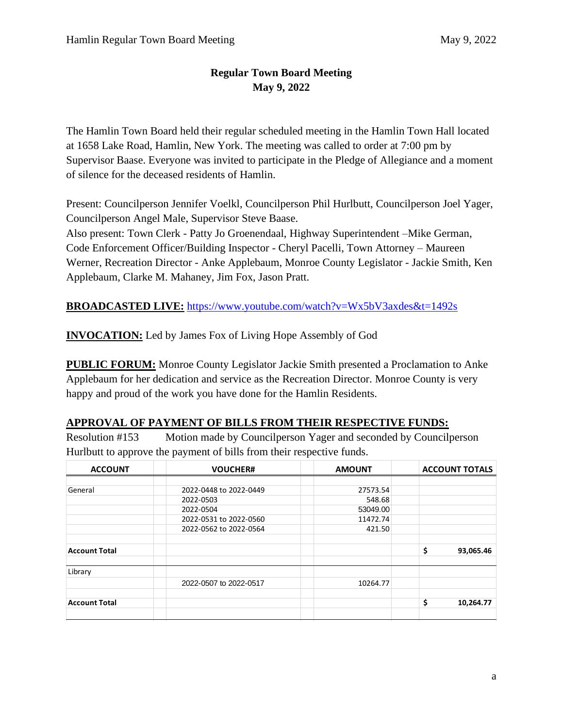# Regular Town Board Meeting
## May 9, 2022

The Hamlin Town Board held their regular scheduled meeting in the Hamlin Town Hall located at 1658 Lake Road, Hamlin, New York. The meeting was called to order at 7:00 pm by Supervisor Baase. Everyone was invited to participate in the Pledge of Allegiance and a moment of silence for the deceased residents of Hamlin.

Present: Councilperson Jennifer Voelkl, Councilperson Phil Hurlbutt, Councilperson Joel Yager, Councilperson Angel Male, Supervisor Steve Baase.
Also present: Town Clerk - Patty Jo Groenendaal, Highway Superintendent –Mike German, Code Enforcement Officer/Building Inspector - Cheryl Pacelli, Town Attorney – Maureen Werner, Recreation Director - Anke Applebaum, Monroe County Legislator - Jackie Smith, Ken Applebaum, Clarke M. Mahaney, Jim Fox, Jason Pratt.

**BROADCASTED LIVE:** https://www.youtube.com/watch?v=Wx5bV3axdes&t=1492s

**INVOCATION:** Led by James Fox of Living Hope Assembly of God

**PUBLIC FORUM:** Monroe County Legislator Jackie Smith presented a Proclamation to Anke Applebaum for her dedication and service as the Recreation Director. Monroe County is very happy and proud of the work you have done for the Hamlin Residents.

**APPROVAL OF PAYMENT OF BILLS FROM THEIR RESPECTIVE FUNDS:**

Resolution #153 Motion made by Councilperson Yager and seconded by Councilperson Hurlbutt to approve the payment of bills from their respective funds.

| ACCOUNT | VOUCHER# | AMOUNT | ACCOUNT TOTALS |
|---|---|---|---|
| General | 2022-0448 to 2022-0449 | 27573.54 | |
| | 2022-0503 | 548.68 | |
| | 2022-0504 | 53049.00 | |
| | 2022-0531 to 2022-0560 | 11472.74 | |
| | 2022-0562 to 2022-0564 | 421.50 | |
| **Account Total** | | | **$ 93,065.46** |
| Library | | | |
| | 2022-0507 to 2022-0517 | 10264.77 | |
| **Account Total** | | | **$ 10,264.77** |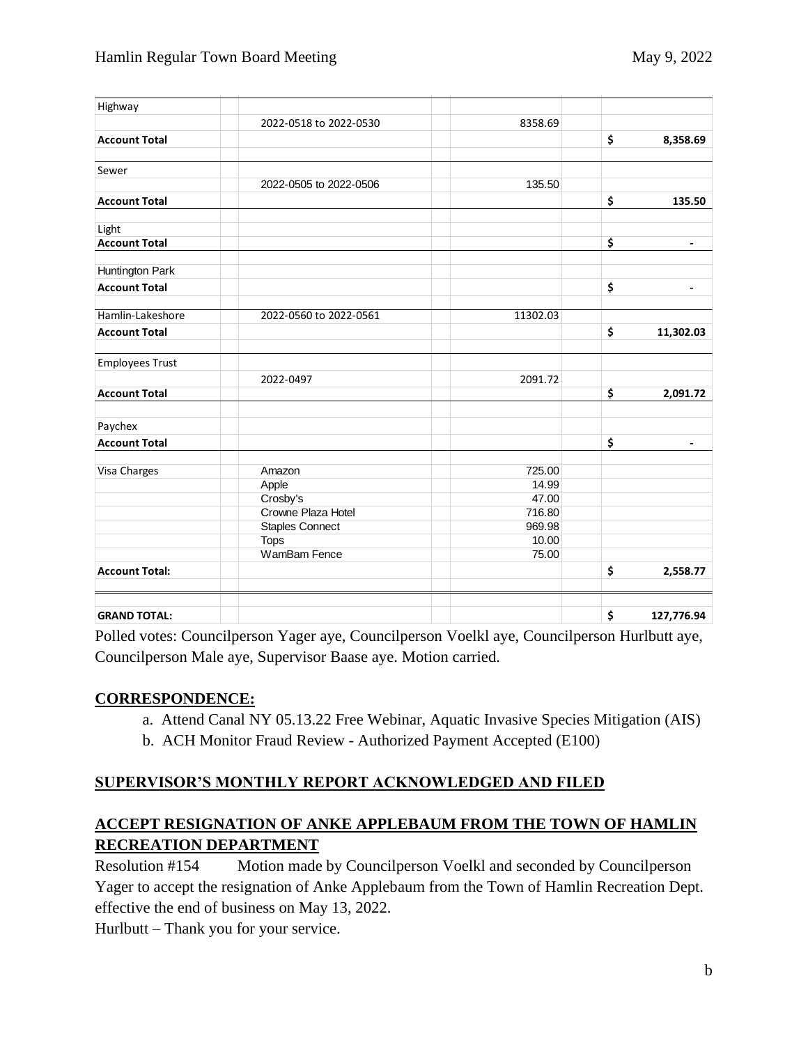| | | | |
|---|---|---|---|
| Highway | | | |
| | 2022-0518 to 2022-0530 | 8358.69 | |
| **Account Total** | | | **$ 8,358.69** |
| Sewer | | | |
| | 2022-0505 to 2022-0506 | 135.50 | |
| **Account Total** | | | **$ 135.50** |
| Light | | | |
| **Account Total** | | | **$ -** |
| Huntington Park | | | |
| **Account Total** | | | **$ -** |
| Hamlin-Lakeshore | 2022-0560 to 2022-0561 | 11302.03 | |
| **Account Total** | | | **$ 11,302.03** |
| Employees Trust | | | |
| | 2022-0497 | 2091.72 | |
| **Account Total** | | | **$ 2,091.72** |
| Paychex | | | |
| **Account Total** | | | **$ -** |
| Visa Charges | Amazon | 725.00 | |
| | Apple | 14.99 | |
| | Crosby's | 47.00 | |
| | Crowne Plaza Hotel | 716.80 | |
| | Staples Connect | 969.98 | |
| | Tops | 10.00 | |
| | WamBam Fence | 75.00 | |
| **Account Total:** | | | **$ 2,558.77** |
| **GRAND TOTAL:** | | | **$ 127,776.94** |

Polled votes: Councilperson Yager aye, Councilperson Voelkl aye, Councilperson Hurlbutt aye, Councilperson Male aye, Supervisor Baase aye. Motion carried.

## CORRESPONDENCE:

a. Attend Canal NY 05.13.22 Free Webinar, Aquatic Invasive Species Mitigation (AIS)
b. ACH Monitor Fraud Review - Authorized Payment Accepted (E100)

## SUPERVISOR'S MONTHLY REPORT ACKNOWLEDGED AND FILED

## ACCEPT RESIGNATION OF ANKE APPLEBAUM FROM THE TOWN OF HAMLIN RECREATION DEPARTMENT

Resolution #154 Motion made by Councilperson Voelkl and seconded by Councilperson Yager to accept the resignation of Anke Applebaum from the Town of Hamlin Recreation Dept. effective the end of business on May 13, 2022.

Hurlbutt – Thank you for your service.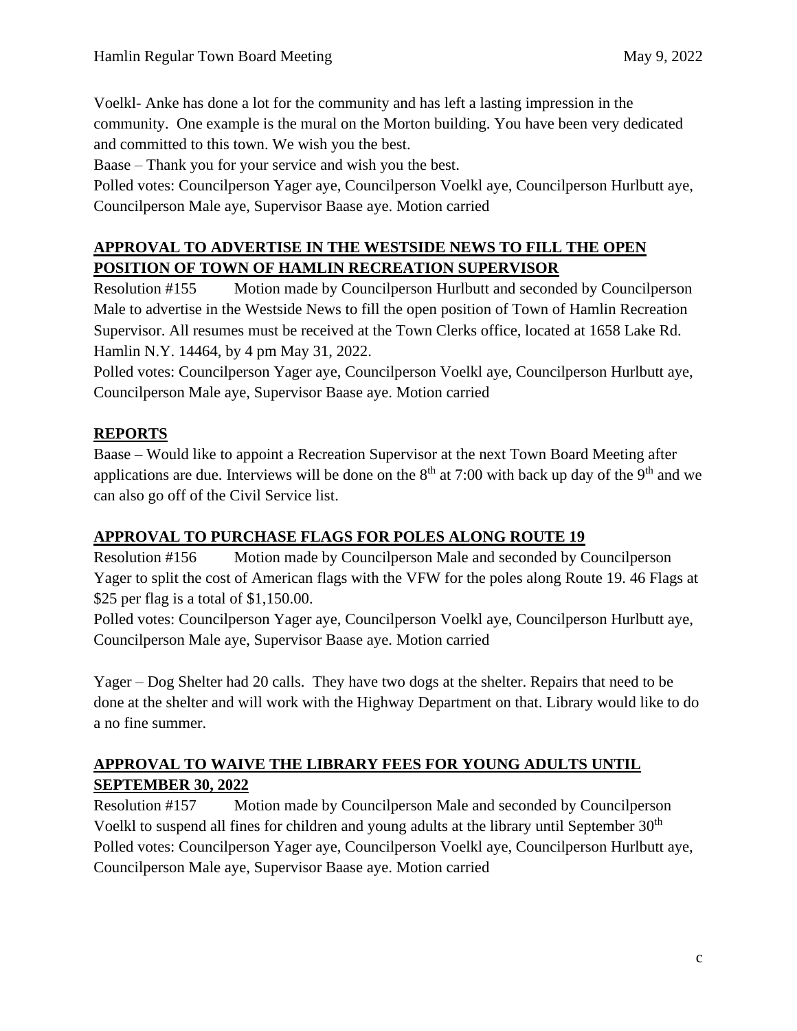Voelkl- Anke has done a lot for the community and has left a lasting impression in the community. One example is the mural on the Morton building. You have been very dedicated and committed to this town. We wish you the best.

Baase – Thank you for your service and wish you the best.

Polled votes: Councilperson Yager aye, Councilperson Voelkl aye, Councilperson Hurlbutt aye, Councilperson Male aye, Supervisor Baase aye. Motion carried

## APPROVAL TO ADVERTISE IN THE WESTSIDE NEWS TO FILL THE OPEN POSITION OF TOWN OF HAMLIN RECREATION SUPERVISOR

Resolution #155 Motion made by Councilperson Hurlbutt and seconded by Councilperson Male to advertise in the Westside News to fill the open position of Town of Hamlin Recreation Supervisor. All resumes must be received at the Town Clerks office, located at 1658 Lake Rd. Hamlin N.Y. 14464, by 4 pm May 31, 2022.

Polled votes: Councilperson Yager aye, Councilperson Voelkl aye, Councilperson Hurlbutt aye, Councilperson Male aye, Supervisor Baase aye. Motion carried

## REPORTS

Baase – Would like to appoint a Recreation Supervisor at the next Town Board Meeting after applications are due. Interviews will be done on the 8th at 7:00 with back up day of the 9th and we can also go off of the Civil Service list.

## APPROVAL TO PURCHASE FLAGS FOR POLES ALONG ROUTE 19

Resolution #156 Motion made by Councilperson Male and seconded by Councilperson Yager to split the cost of American flags with the VFW for the poles along Route 19. 46 Flags at $25 per flag is a total of $1,150.00.

Polled votes: Councilperson Yager aye, Councilperson Voelkl aye, Councilperson Hurlbutt aye, Councilperson Male aye, Supervisor Baase aye. Motion carried

Yager – Dog Shelter had 20 calls. They have two dogs at the shelter. Repairs that need to be done at the shelter and will work with the Highway Department on that. Library would like to do a no fine summer.

## APPROVAL TO WAIVE THE LIBRARY FEES FOR YOUNG ADULTS UNTIL SEPTEMBER 30, 2022

Resolution #157 Motion made by Councilperson Male and seconded by Councilperson Voelkl to suspend all fines for children and young adults at the library until September 30th

Polled votes: Councilperson Yager aye, Councilperson Voelkl aye, Councilperson Hurlbutt aye, Councilperson Male aye, Supervisor Baase aye. Motion carried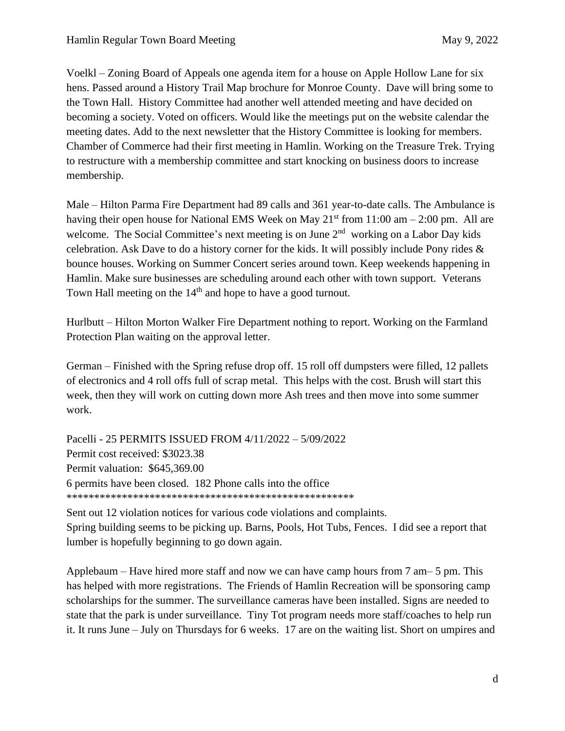Voelkl – Zoning Board of Appeals one agenda item for a house on Apple Hollow Lane for six hens. Passed around a History Trail Map brochure for Monroe County. Dave will bring some to the Town Hall. History Committee had another well attended meeting and have decided on becoming a society. Voted on officers. Would like the meetings put on the website calendar the meeting dates. Add to the next newsletter that the History Committee is looking for members. Chamber of Commerce had their first meeting in Hamlin. Working on the Treasure Trek. Trying to restructure with a membership committee and start knocking on business doors to increase membership.

Male – Hilton Parma Fire Department had 89 calls and 361 year-to-date calls. The Ambulance is having their open house for National EMS Week on May 21st from 11:00 am – 2:00 pm. All are welcome. The Social Committee's next meeting is on June 2nd working on a Labor Day kids celebration. Ask Dave to do a history corner for the kids. It will possibly include Pony rides & bounce houses. Working on Summer Concert series around town. Keep weekends happening in Hamlin. Make sure businesses are scheduling around each other with town support. Veterans Town Hall meeting on the 14th and hope to have a good turnout.

Hurlbutt – Hilton Morton Walker Fire Department nothing to report. Working on the Farmland Protection Plan waiting on the approval letter.

German – Finished with the Spring refuse drop off. 15 roll off dumpsters were filled, 12 pallets of electronics and 4 roll offs full of scrap metal. This helps with the cost. Brush will start this week, then they will work on cutting down more Ash trees and then move into some summer work.

Pacelli - 25 PERMITS ISSUED FROM 4/11/2022 – 5/09/2022
Permit cost received: $3023.38
Permit valuation: $645,369.00
6 permits have been closed. 182 Phone calls into the office
****************************************************
Sent out 12 violation notices for various code violations and complaints.
Spring building seems to be picking up. Barns, Pools, Hot Tubs, Fences. I did see a report that lumber is hopefully beginning to go down again.

Applebaum – Have hired more staff and now we can have camp hours from 7 am– 5 pm. This has helped with more registrations. The Friends of Hamlin Recreation will be sponsoring camp scholarships for the summer. The surveillance cameras have been installed. Signs are needed to state that the park is under surveillance. Tiny Tot program needs more staff/coaches to help run it. It runs June – July on Thursdays for 6 weeks. 17 are on the waiting list. Short on umpires and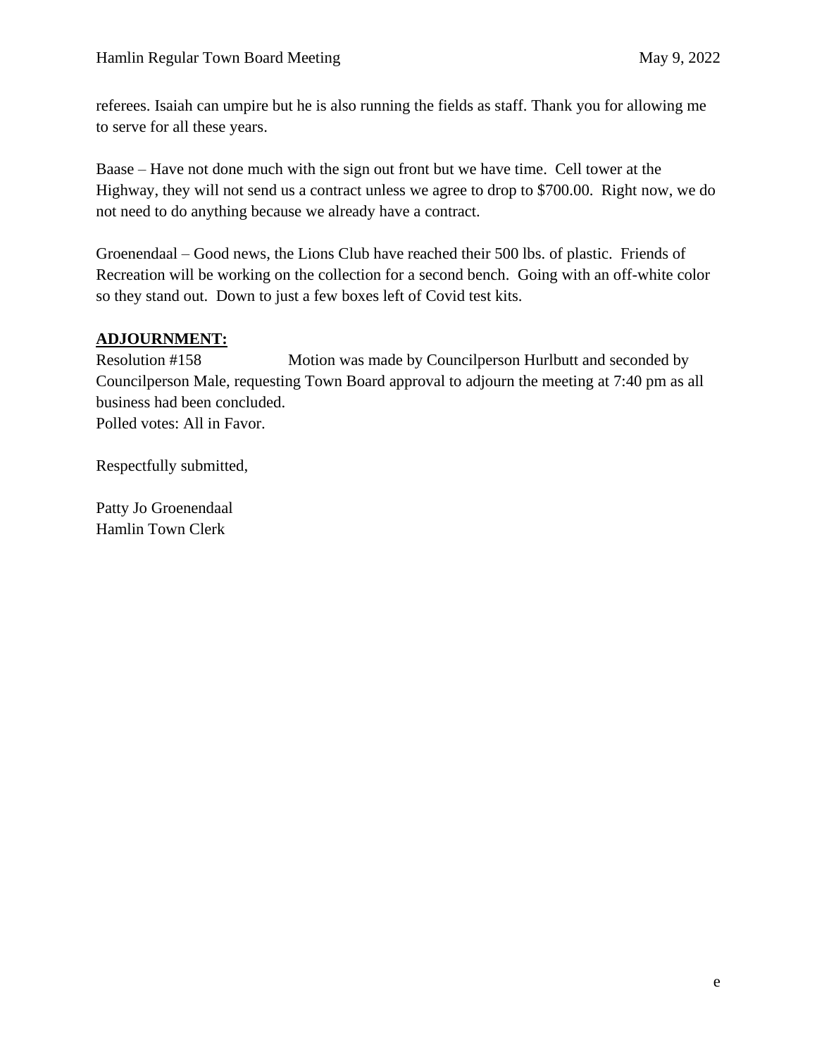referees. Isaiah can umpire but he is also running the fields as staff. Thank you for allowing me to serve for all these years.

Baase – Have not done much with the sign out front but we have time. Cell tower at the Highway, they will not send us a contract unless we agree to drop to $700.00. Right now, we do not need to do anything because we already have a contract.

Groenendaal – Good news, the Lions Club have reached their 500 lbs. of plastic. Friends of Recreation will be working on the collection for a second bench. Going with an off-white color so they stand out. Down to just a few boxes left of Covid test kits.

**ADJOURNMENT:**

Resolution #158 Motion was made by Councilperson Hurlbutt and seconded by Councilperson Male, requesting Town Board approval to adjourn the meeting at 7:40 pm as all business had been concluded.
Polled votes: All in Favor.

Respectfully submitted,

Patty Jo Groenendaal
Hamlin Town Clerk